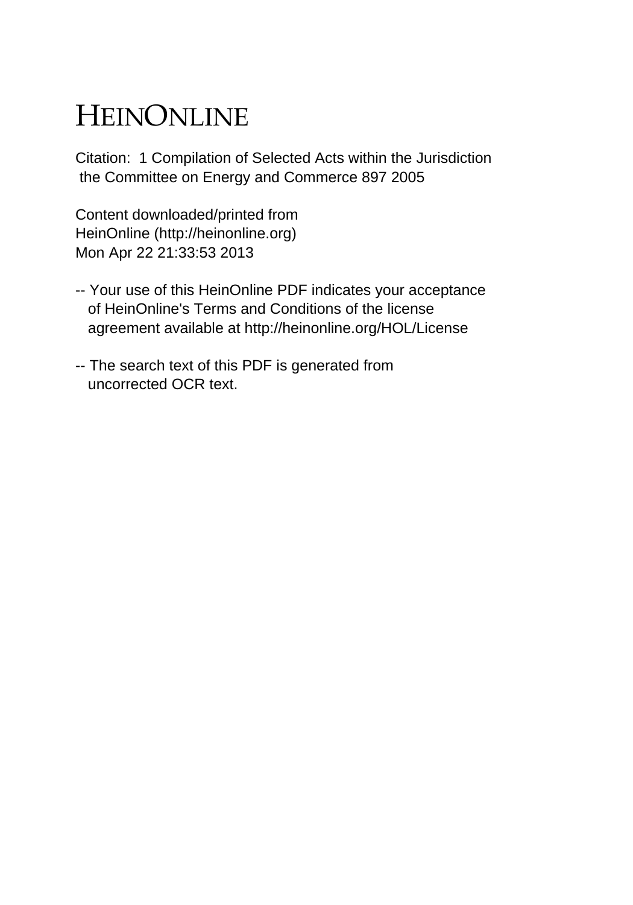# HEINONLINE

Citation: 1 Compilation of Selected Acts within the Jurisdiction
the Committee on Energy and Commerce 897 2005

Content downloaded/printed from
HeinOnline (http://heinonline.org)
Mon Apr 22 21:33:53 2013

-- Your use of this HeinOnline PDF indicates your acceptance
of HeinOnline's Terms and Conditions of the license
agreement available at http://heinonline.org/HOL/License

-- The search text of this PDF is generated from
uncorrected OCR text.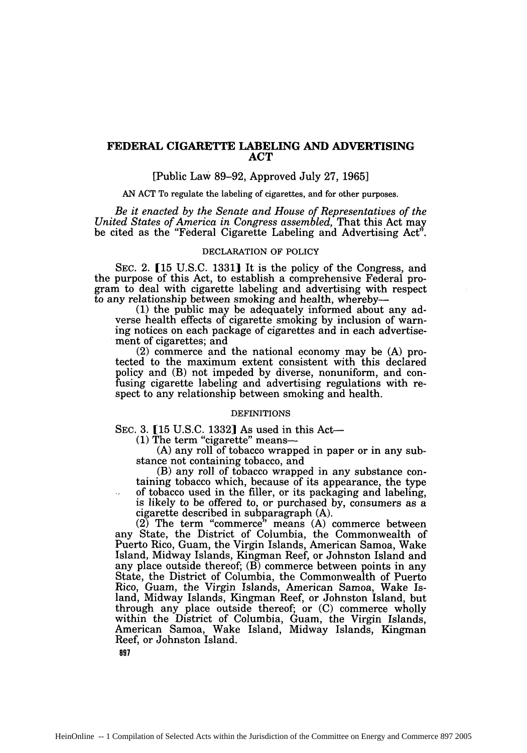# FEDERAL CIGARETTE LABELING AND ADVERTISING ACT

[Public Law 89–92, Approved July 27, 1965]

AN ACT To regulate the labeling of cigarettes, and for other purposes.

*Be it enacted by the Senate and House of Representatives of the United States of America in Congress assembled,* That this Act may be cited as the "Federal Cigarette Labeling and Advertising Act".

DECLARATION OF POLICY

SEC. 2. [15 U.S.C. 1331] It is the policy of the Congress, and the purpose of this Act, to establish a comprehensive Federal program to deal with cigarette labeling and advertising with respect to any relationship between smoking and health, whereby—

(1) the public may be adequately informed about any adverse health effects of cigarette smoking by inclusion of warning notices on each package of cigarettes and in each advertisement of cigarettes; and

(2) commerce and the national economy may be (A) protected to the maximum extent consistent with this declared policy and (B) not impeded by diverse, nonuniform, and confusing cigarette labeling and advertising regulations with respect to any relationship between smoking and health.

DEFINITIONS

SEC. 3. [15 U.S.C. 1332] As used in this Act—

(1) The term "cigarette" means—

(A) any roll of tobacco wrapped in paper or in any substance not containing tobacco, and

(B) any roll of tobacco wrapped in any substance containing tobacco which, because of its appearance, the type of tobacco used in the filler, or its packaging and labeling, is likely to be offered to, or purchased by, consumers as a cigarette described in subparagraph (A).

(2) The term "commerce" means (A) commerce between any State, the District of Columbia, the Commonwealth of Puerto Rico, Guam, the Virgin Islands, American Samoa, Wake Island, Midway Islands, Kingman Reef, or Johnston Island and any place outside thereof; (B) commerce between points in any State, the District of Columbia, the Commonwealth of Puerto Rico, Guam, the Virgin Islands, American Samoa, Wake Island, Midway Islands, Kingman Reef, or Johnston Island, but through any place outside thereof; or (C) commerce wholly within the District of Columbia, Guam, the Virgin Islands, American Samoa, Wake Island, Midway Islands, Kingman Reef, or Johnston Island.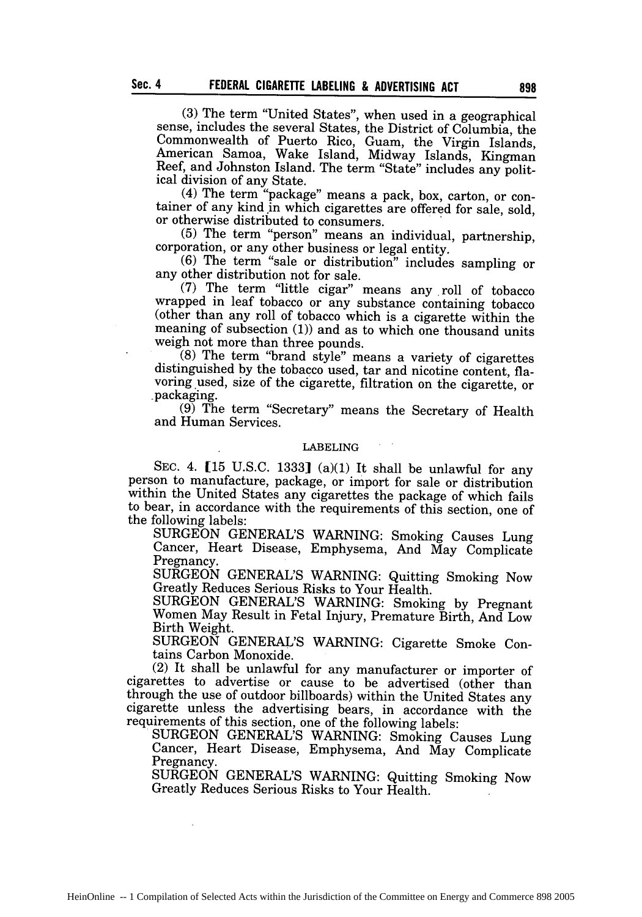(3) The term "United States", when used in a geographical sense, includes the several States, the District of Columbia, the Commonwealth of Puerto Rico, Guam, the Virgin Islands, American Samoa, Wake Island, Midway Islands, Kingman Reef, and Johnston Island. The term "State" includes any political division of any State.

(4) The term "package" means a pack, box, carton, or container of any kind in which cigarettes are offered for sale, sold, or otherwise distributed to consumers.

(5) The term "person" means an individual, partnership, corporation, or any other business or legal entity.

(6) The term "sale or distribution" includes sampling or any other distribution not for sale.

(7) The term "little cigar" means any roll of tobacco wrapped in leaf tobacco or any substance containing tobacco (other than any roll of tobacco which is a cigarette within the meaning of subsection (1)) and as to which one thousand units weigh not more than three pounds.

(8) The term "brand style" means a variety of cigarettes distinguished by the tobacco used, tar and nicotine content, flavoring used, size of the cigarette, filtration on the cigarette, or packaging.

(9) The term "Secretary" means the Secretary of Health and Human Services.

## LABELING

SEC. 4. [15 U.S.C. 1333] (a)(1) It shall be unlawful for any person to manufacture, package, or import for sale or distribution within the United States any cigarettes the package of which fails to bear, in accordance with the requirements of this section, one of the following labels:

SURGEON GENERAL'S WARNING: Smoking Causes Lung Cancer, Heart Disease, Emphysema, And May Complicate Pregnancy.

SURGEON GENERAL'S WARNING: Quitting Smoking Now Greatly Reduces Serious Risks to Your Health.

SURGEON GENERAL'S WARNING: Smoking by Pregnant Women May Result in Fetal Injury, Premature Birth, And Low Birth Weight.

SURGEON GENERAL'S WARNING: Cigarette Smoke Contains Carbon Monoxide.

(2) It shall be unlawful for any manufacturer or importer of cigarettes to advertise or cause to be advertised (other than through the use of outdoor billboards) within the United States any cigarette unless the advertising bears, in accordance with the requirements of this section, one of the following labels:

SURGEON GENERAL'S WARNING: Smoking Causes Lung Cancer, Heart Disease, Emphysema, And May Complicate Pregnancy.

SURGEON GENERAL'S WARNING: Quitting Smoking Now Greatly Reduces Serious Risks to Your Health.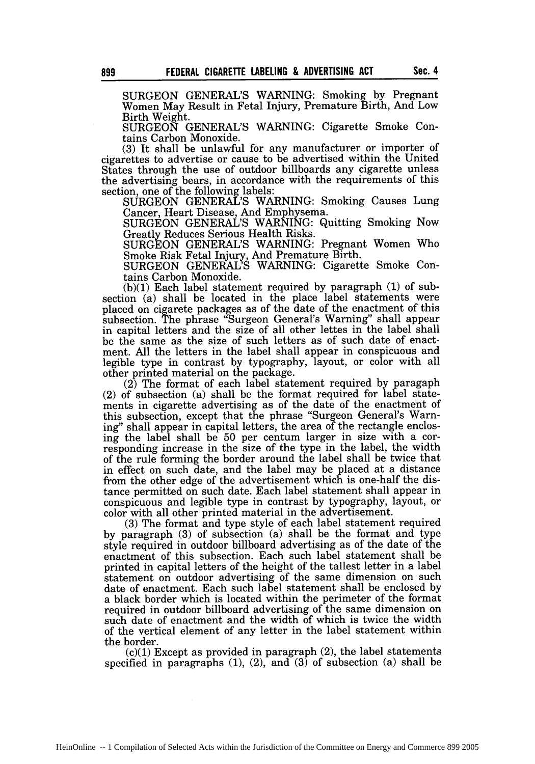SURGEON GENERAL'S WARNING: Smoking by Pregnant Women May Result in Fetal Injury, Premature Birth, And Low Birth Weight.

SURGEON GENERAL'S WARNING: Cigarette Smoke Contains Carbon Monoxide.

(3) It shall be unlawful for any manufacturer or importer of cigarettes to advertise or cause to be advertised within the United States through the use of outdoor billboards any cigarette unless the advertising bears, in accordance with the requirements of this section, one of the following labels:

SURGEON GENERAL'S WARNING: Smoking Causes Lung Cancer, Heart Disease, And Emphysema.

SURGEON GENERAL'S WARNING: Quitting Smoking Now Greatly Reduces Serious Health Risks.

SURGEON GENERAL'S WARNING: Pregnant Women Who Smoke Risk Fetal Injury, And Premature Birth.

SURGEON GENERAL'S WARNING: Cigarette Smoke Contains Carbon Monoxide.

(b)(1) Each label statement required by paragraph (1) of subsection (a) shall be located in the place label statements were placed on cigarete packages as of the date of the enactment of this subsection. The phrase "Surgeon General's Warning" shall appear in capital letters and the size of all other lettes in the label shall be the same as the size of such letters as of such date of enactment. All the letters in the label shall appear in conspicuous and legible type in contrast by typography, layout, or color with all other printed material on the package.

(2) The format of each label statement required by paragaph (2) of subsection (a) shall be the format required for label statements in cigarette advertising as of the date of the enactment of this subsection, except that the phrase "Surgeon General's Warning" shall appear in capital letters, the area of the rectangle enclosing the label shall be 50 per centum larger in size with a corresponding increase in the size of the type in the label, the width of the rule forming the border around the label shall be twice that in effect on such date, and the label may be placed at a distance from the other edge of the advertisement which is one-half the distance permitted on such date. Each label statement shall appear in conspicuous and legible type in contrast by typography, layout, or color with all other printed material in the advertisement.

(3) The format and type style of each label statement required by paragraph (3) of subsection (a) shall be the format and type style required in outdoor billboard advertising as of the date of the enactment of this subsection. Each such label statement shall be printed in capital letters of the height of the tallest letter in a label statement on outdoor advertising of the same dimension on such date of enactment. Each such label statement shall be enclosed by a black border which is located within the perimeter of the format required in outdoor billboard advertising of the same dimension on such date of enactment and the width of which is twice the width of the vertical element of any letter in the label statement within the border.

(c)(1) Except as provided in paragraph (2), the label statements specified in paragraphs (1), (2), and (3) of subsection (a) shall be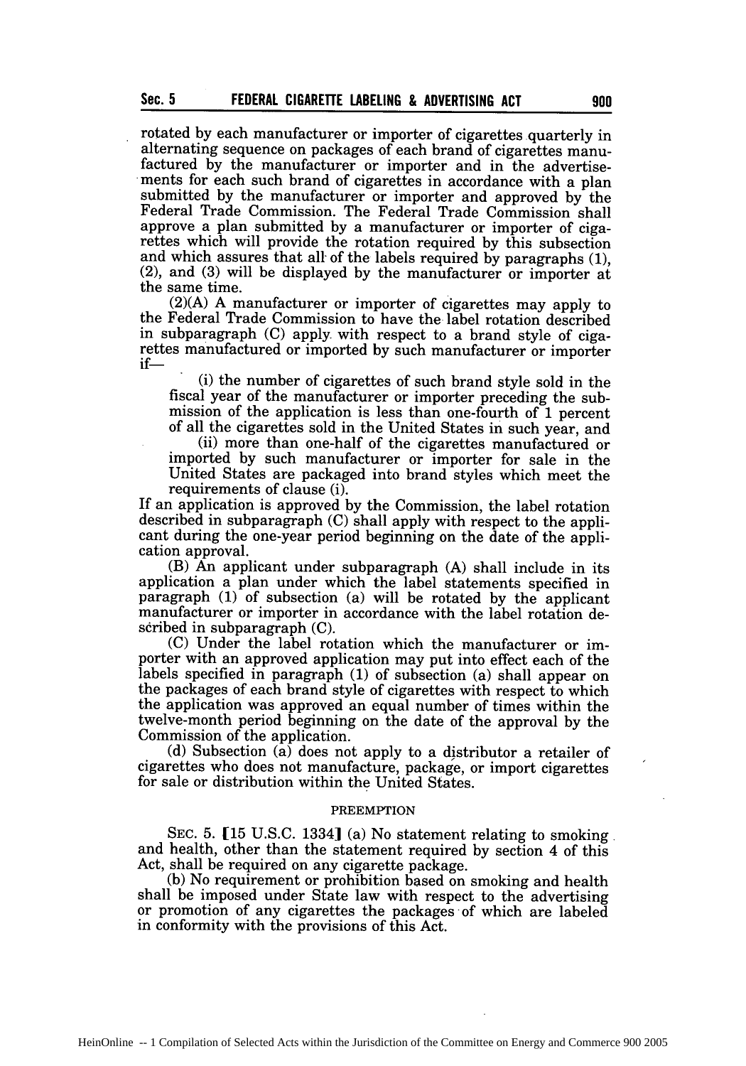rotated by each manufacturer or importer of cigarettes quarterly in alternating sequence on packages of each brand of cigarettes manufactured by the manufacturer or importer and in the advertisements for each such brand of cigarettes in accordance with a plan submitted by the manufacturer or importer and approved by the Federal Trade Commission. The Federal Trade Commission shall approve a plan submitted by a manufacturer or importer of cigarettes which will provide the rotation required by this subsection and which assures that all of the labels required by paragraphs (1), (2), and (3) will be displayed by the manufacturer or importer at the same time.

(2)(A) A manufacturer or importer of cigarettes may apply to the Federal Trade Commission to have the label rotation described in subparagraph (C) apply with respect to a brand style of cigarettes manufactured or imported by such manufacturer or importer if—

(i) the number of cigarettes of such brand style sold in the fiscal year of the manufacturer or importer preceding the submission of the application is less than one-fourth of 1 percent of all the cigarettes sold in the United States in such year, and

(ii) more than one-half of the cigarettes manufactured or imported by such manufacturer or importer for sale in the United States are packaged into brand styles which meet the requirements of clause (i).

If an application is approved by the Commission, the label rotation described in subparagraph (C) shall apply with respect to the applicant during the one-year period beginning on the date of the application approval.

(B) An applicant under subparagraph (A) shall include in its application a plan under which the label statements specified in paragraph (1) of subsection (a) will be rotated by the applicant manufacturer or importer in accordance with the label rotation described in subparagraph (C).

(C) Under the label rotation which the manufacturer or importer with an approved application may put into effect each of the labels specified in paragraph (1) of subsection (a) shall appear on the packages of each brand style of cigarettes with respect to which the application was approved an equal number of times within the twelve-month period beginning on the date of the approval by the Commission of the application.

(d) Subsection (a) does not apply to a distributor a retailer of cigarettes who does not manufacture, package, or import cigarettes for sale or distribution within the United States.

PREEMPTION

SEC. 5. [15 U.S.C. 1334] (a) No statement relating to smoking and health, other than the statement required by section 4 of this Act, shall be required on any cigarette package.

(b) No requirement or prohibition based on smoking and health shall be imposed under State law with respect to the advertising or promotion of any cigarettes the packages of which are labeled in conformity with the provisions of this Act.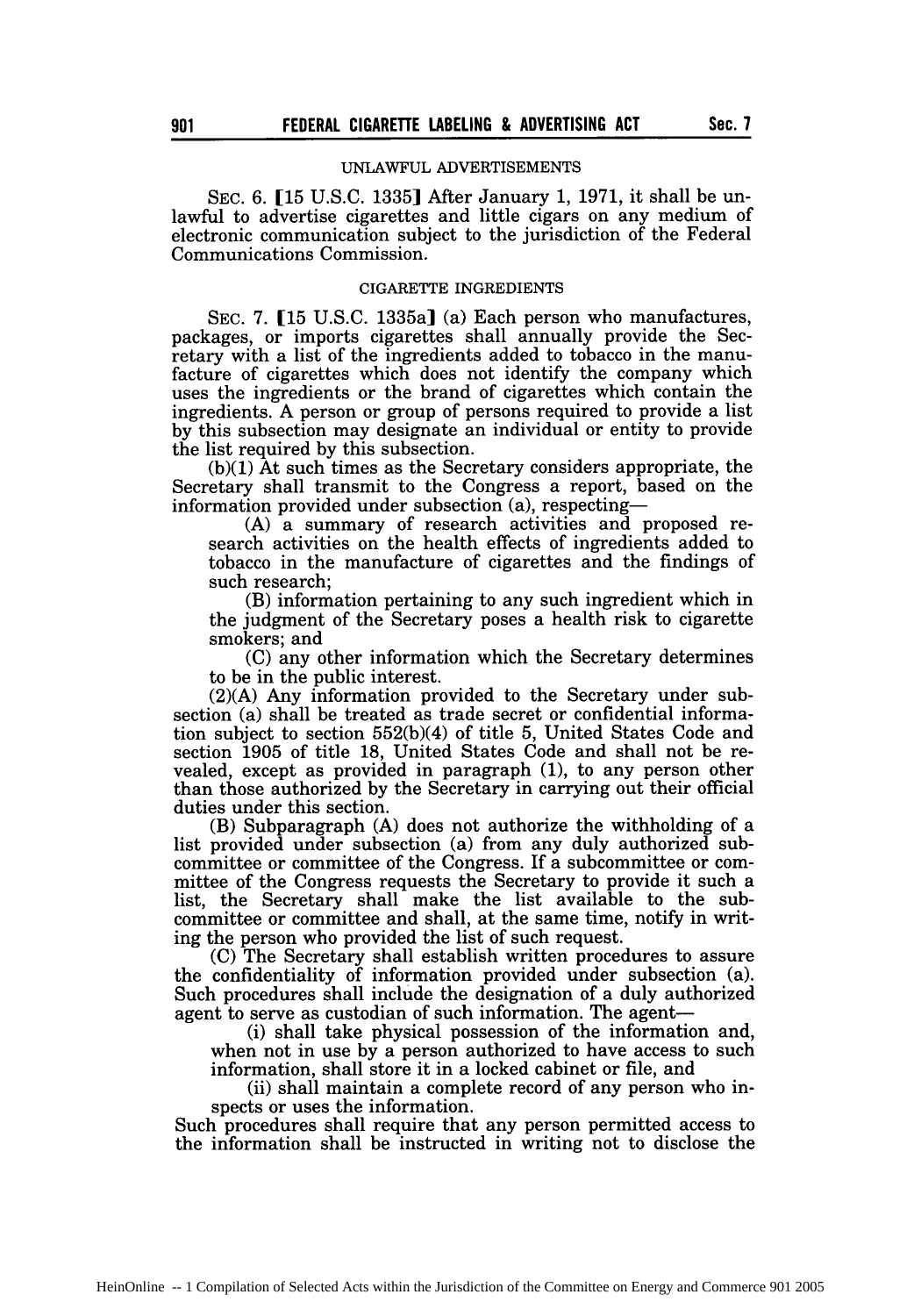UNLAWFUL ADVERTISEMENTS

SEC. 6. [15 U.S.C. 1335] After January 1, 1971, it shall be unlawful to advertise cigarettes and little cigars on any medium of electronic communication subject to the jurisdiction of the Federal Communications Commission.

CIGARETTE INGREDIENTS

SEC. 7. [15 U.S.C. 1335a] (a) Each person who manufactures, packages, or imports cigarettes shall annually provide the Secretary with a list of the ingredients added to tobacco in the manufacture of cigarettes which does not identify the company which uses the ingredients or the brand of cigarettes which contain the ingredients. A person or group of persons required to provide a list by this subsection may designate an individual or entity to provide the list required by this subsection.

(b)(1) At such times as the Secretary considers appropriate, the Secretary shall transmit to the Congress a report, based on the information provided under subsection (a), respecting—

(A) a summary of research activities and proposed research activities on the health effects of ingredients added to tobacco in the manufacture of cigarettes and the findings of such research;

(B) information pertaining to any such ingredient which in the judgment of the Secretary poses a health risk to cigarette smokers; and

(C) any other information which the Secretary determines to be in the public interest.

(2)(A) Any information provided to the Secretary under subsection (a) shall be treated as trade secret or confidential information subject to section 552(b)(4) of title 5, United States Code and section 1905 of title 18, United States Code and shall not be revealed, except as provided in paragraph (1), to any person other than those authorized by the Secretary in carrying out their official duties under this section.

(B) Subparagraph (A) does not authorize the withholding of a list provided under subsection (a) from any duly authorized subcommittee or committee of the Congress. If a subcommittee or committee of the Congress requests the Secretary to provide it such a list, the Secretary shall make the list available to the subcommittee or committee and shall, at the same time, notify in writing the person who provided the list of such request.

(C) The Secretary shall establish written procedures to assure the confidentiality of information provided under subsection (a). Such procedures shall include the designation of a duly authorized agent to serve as custodian of such information. The agent—

(i) shall take physical possession of the information and, when not in use by a person authorized to have access to such information, shall store it in a locked cabinet or file, and

(ii) shall maintain a complete record of any person who inspects or uses the information.

Such procedures shall require that any person permitted access to the information shall be instructed in writing not to disclose the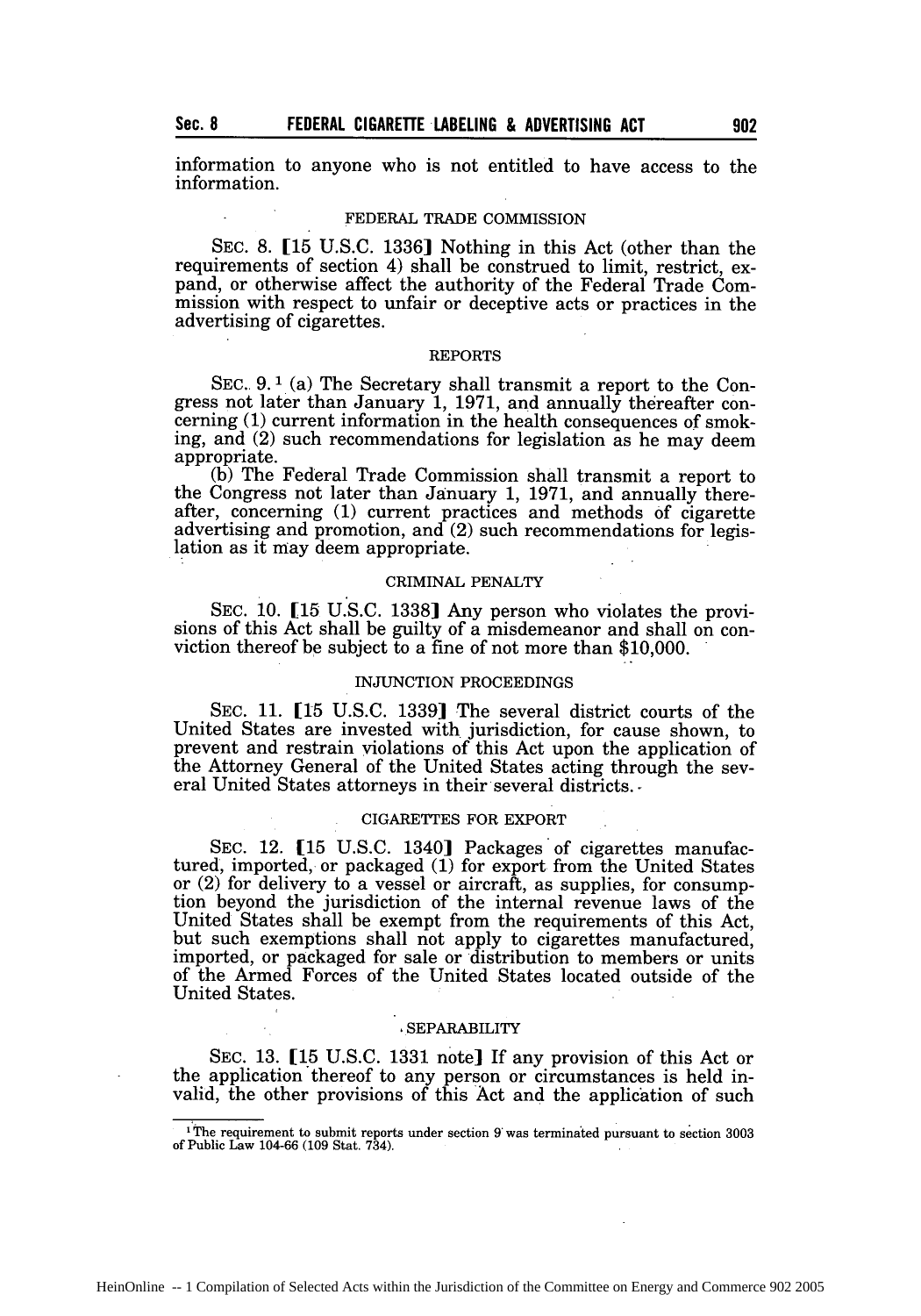information to anyone who is not entitled to have access to the information.

FEDERAL TRADE COMMISSION

SEC. 8. [15 U.S.C. 1336] Nothing in this Act (other than the requirements of section 4) shall be construed to limit, restrict, expand, or otherwise affect the authority of the Federal Trade Commission with respect to unfair or deceptive acts or practices in the advertising of cigarettes.

REPORTS

SEC. 9.[1] (a) The Secretary shall transmit a report to the Congress not later than January 1, 1971, and annually thereafter concerning (1) current information in the health consequences of smoking, and (2) such recommendations for legislation as he may deem appropriate.

(b) The Federal Trade Commission shall transmit a report to the Congress not later than January 1, 1971, and annually thereafter, concerning (1) current practices and methods of cigarette advertising and promotion, and (2) such recommendations for legislation as it may deem appropriate.

CRIMINAL PENALTY

SEC. 10. [15 U.S.C. 1338] Any person who violates the provisions of this Act shall be guilty of a misdemeanor and shall on conviction thereof be subject to a fine of not more than $10,000.

INJUNCTION PROCEEDINGS

SEC. 11. [15 U.S.C. 1339] The several district courts of the United States are invested with jurisdiction, for cause shown, to prevent and restrain violations of this Act upon the application of the Attorney General of the United States acting through the several United States attorneys in their several districts.

CIGARETTES FOR EXPORT

SEC. 12. [15 U.S.C. 1340] Packages of cigarettes manufactured, imported, or packaged (1) for export from the United States or (2) for delivery to a vessel or aircraft, as supplies, for consumption beyond the jurisdiction of the internal revenue laws of the United States shall be exempt from the requirements of this Act, but such exemptions shall not apply to cigarettes manufactured, imported, or packaged for sale or distribution to members or units of the Armed Forces of the United States located outside of the United States.

SEPARABILITY

SEC. 13. [15 U.S.C. 1331 note] If any provision of this Act or the application thereof to any person or circumstances is held invalid, the other provisions of this Act and the application of such

---

[1] The requirement to submit reports under section 9 was terminated pursuant to section 3003 of Public Law 104-66 (109 Stat. 734).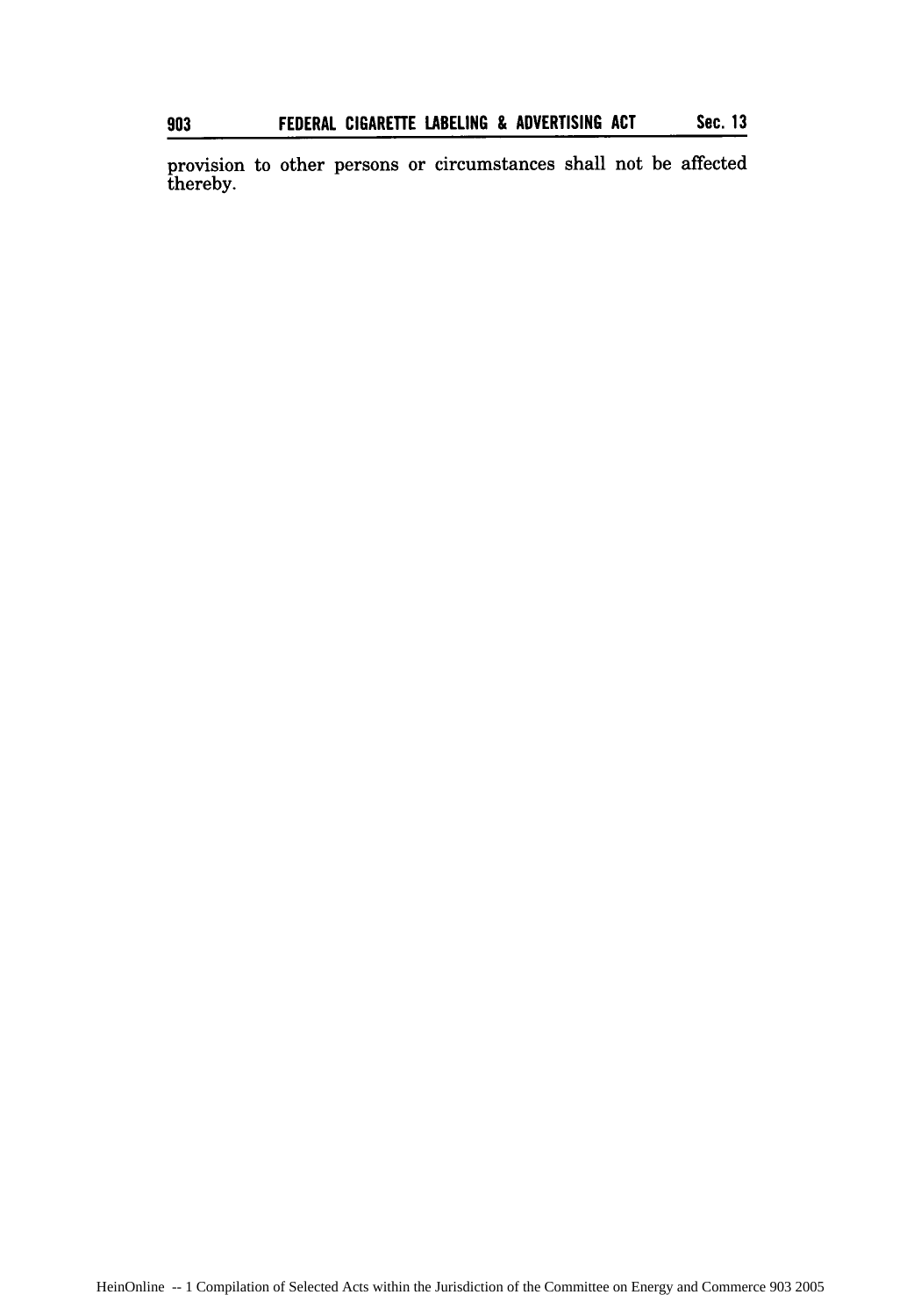provision to other persons or circumstances shall not be affected thereby.